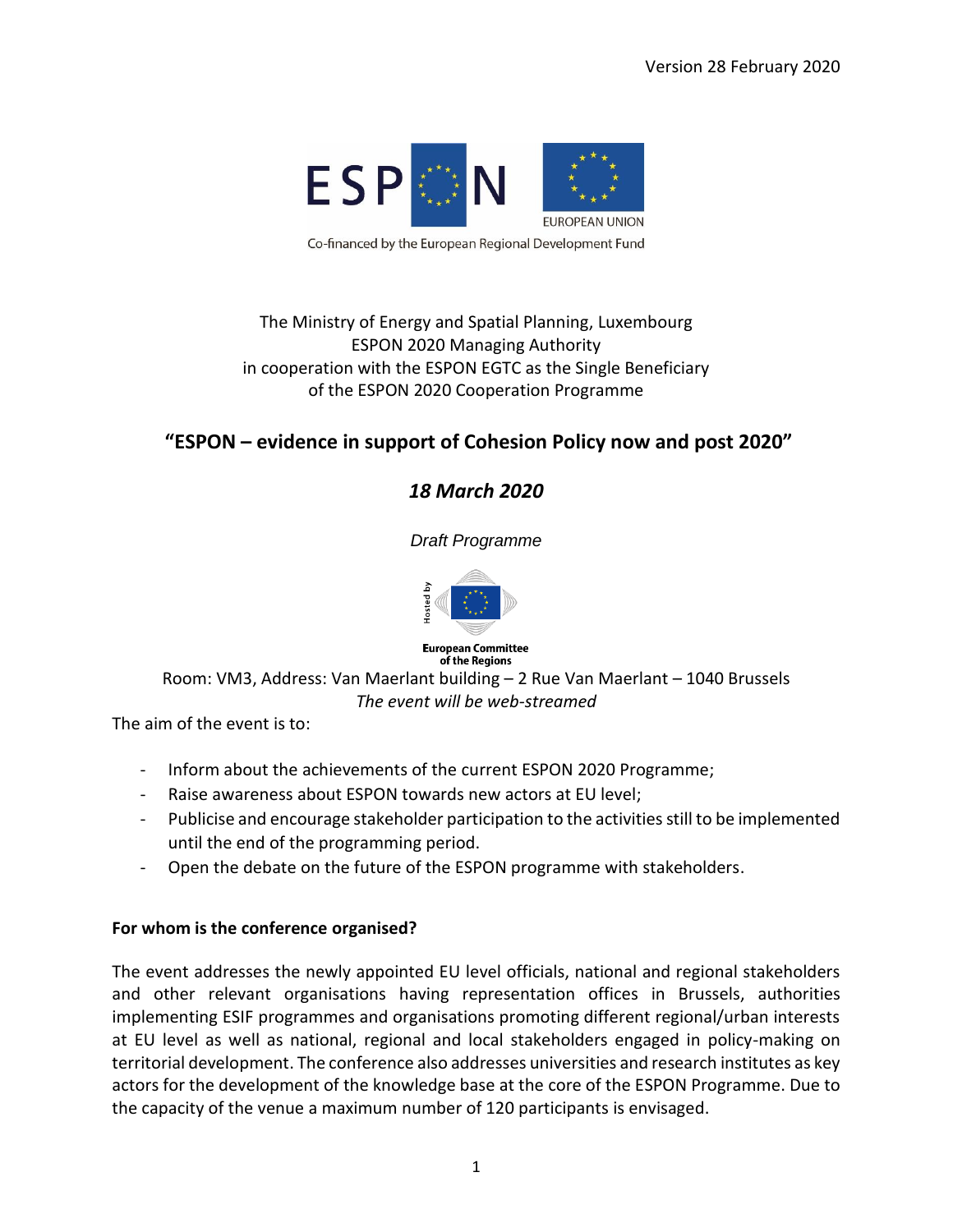Version 28 February 2020

Co-financed by the European Regional Development Fund

The Ministry of Energy and Spatial Planning, Luxembourg
ESPON 2020 Managing Authority
in cooperation with the ESPON EGTC as the Single Beneficiary
of the ESPON 2020 Cooperation Programme

# "ESPON – evidence in support of Cohesion Policy now and post 2020"

## *18 March 2020*

*Draft Programme*

Hosted by European Committee of the Regions

Room: VM3, Address: Van Maerlant building – 2 Rue Van Maerlant – 1040 Brussels
*The event will be web-streamed*

The aim of the event is to:

- Inform about the achievements of the current ESPON 2020 Programme;
- Raise awareness about ESPON towards new actors at EU level;
- Publicise and encourage stakeholder participation to the activities still to be implemented until the end of the programming period.
- Open the debate on the future of the ESPON programme with stakeholders.

**For whom is the conference organised?**

The event addresses the newly appointed EU level officials, national and regional stakeholders and other relevant organisations having representation offices in Brussels, authorities implementing ESIF programmes and organisations promoting different regional/urban interests at EU level as well as national, regional and local stakeholders engaged in policy-making on territorial development. The conference also addresses universities and research institutes as key actors for the development of the knowledge base at the core of the ESPON Programme. Due to the capacity of the venue a maximum number of 120 participants is envisaged.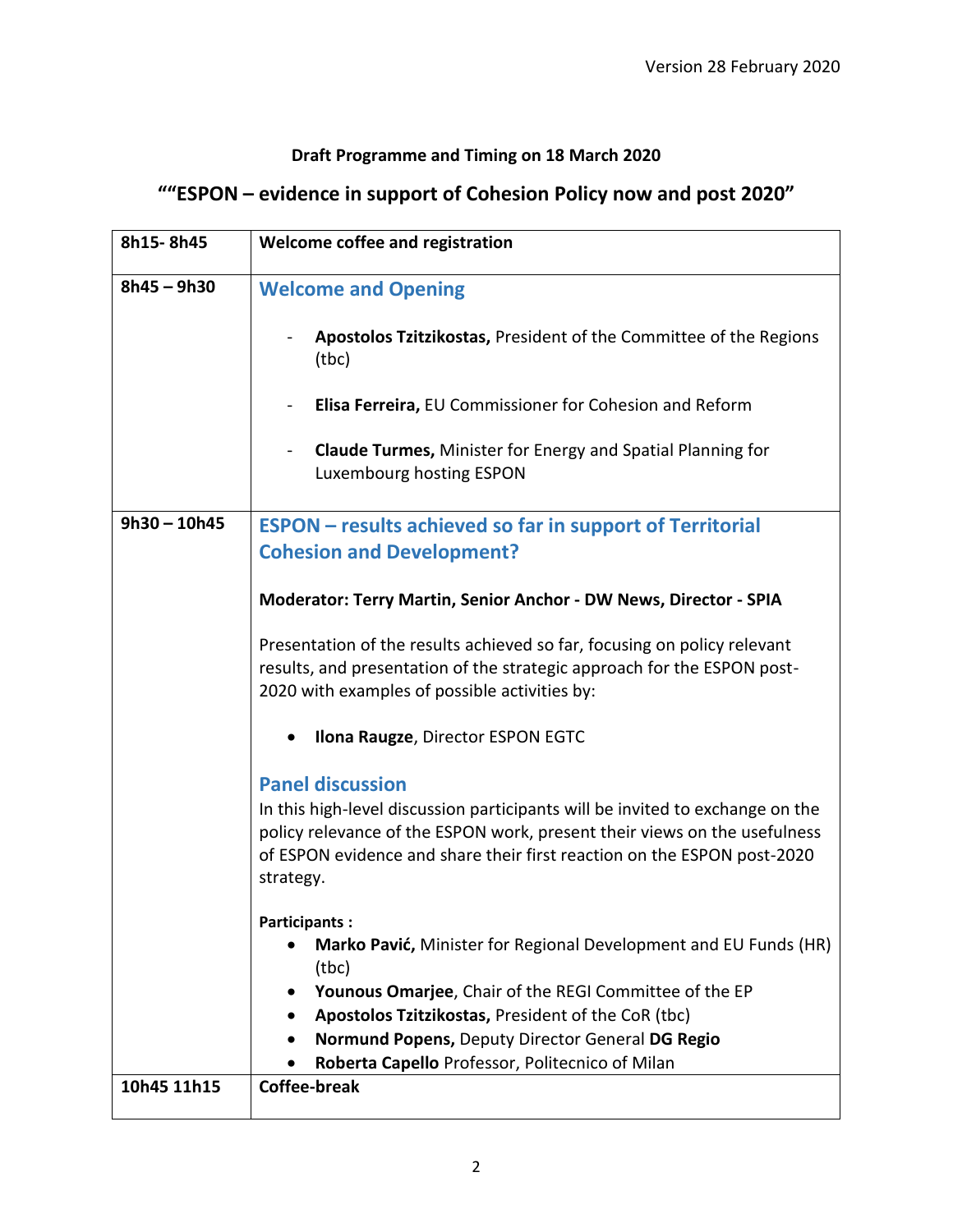Version 28 February 2020

**Draft Programme and Timing on 18 March 2020**

## ""ESPON – evidence in support of Cohesion Policy now and post 2020"

| | |
|---|---|
| **8h15- 8h45** | **Welcome coffee and registration** |
| **8h45 – 9h30** | **Welcome and Opening**<br><br>- **Apostolos Tzitzikostas,** President of the Committee of the Regions (tbc)<br>- **Elisa Ferreira,** EU Commissioner for Cohesion and Reform<br>- **Claude Turmes,** Minister for Energy and Spatial Planning for Luxembourg hosting ESPON |
| **9h30 – 10h45** | **ESPON – results achieved so far in support of Territorial Cohesion and Development?**<br><br>**Moderator: Terry Martin, Senior Anchor - DW News, Director - SPIA**<br><br>Presentation of the results achieved so far, focusing on policy relevant results, and presentation of the strategic approach for the ESPON post-2020 with examples of possible activities by:<br><br>• **Ilona Raugze**, Director ESPON EGTC<br><br>**Panel discussion**<br>In this high-level discussion participants will be invited to exchange on the policy relevance of the ESPON work, present their views on the usefulness of ESPON evidence and share their first reaction on the ESPON post-2020 strategy.<br><br>**Participants :**<br>• **Marko Pavić,** Minister for Regional Development and EU Funds (HR) (tbc)<br>• **Younous Omarjee**, Chair of the REGI Committee of the EP<br>• **Apostolos Tzitzikostas,** President of the CoR (tbc)<br>• **Normund Popens,** Deputy Director General **DG Regio**<br>• **Roberta Capello** Professor, Politecnico of Milan |
| **10h45 11h15** | **Coffee-break** |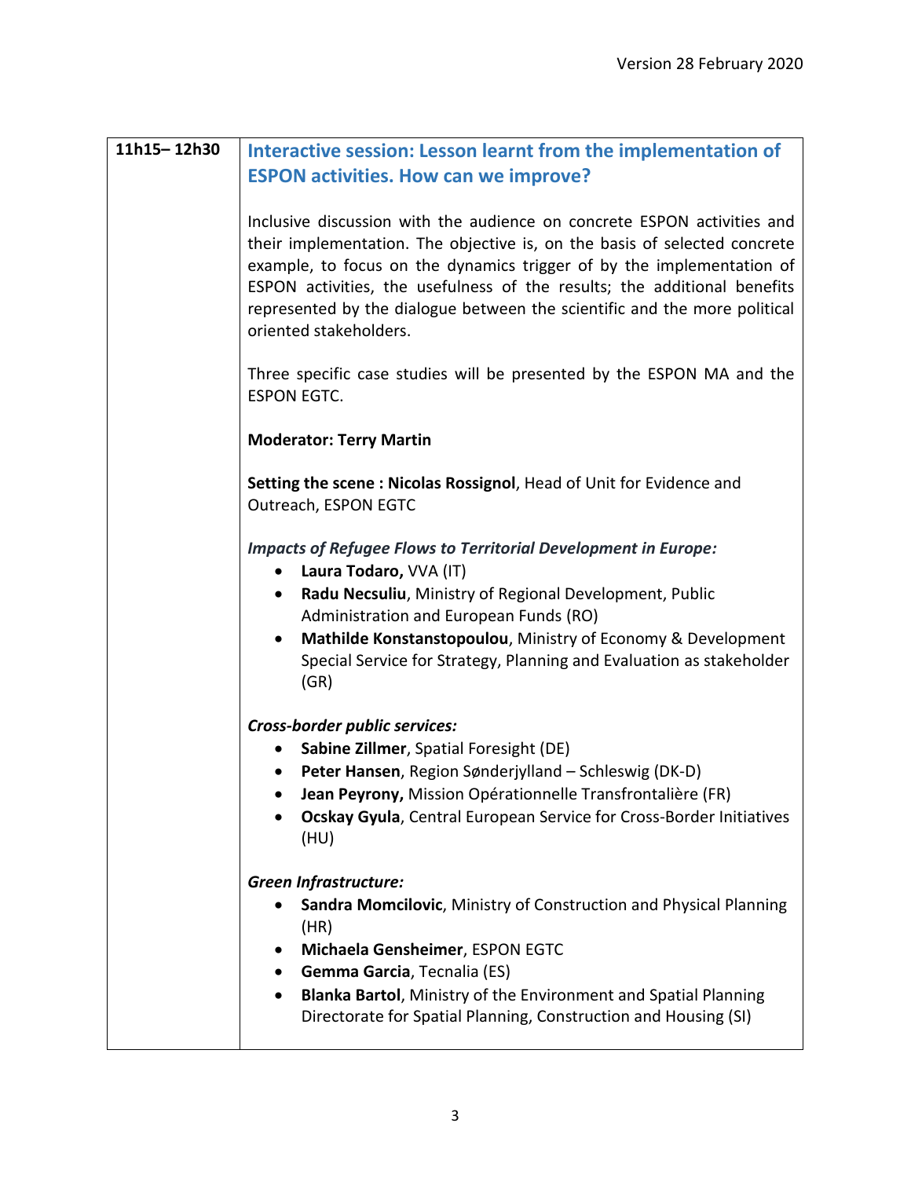Version 28 February 2020

| 11h15– 12h30 | **Interactive session: Lesson learnt from the implementation of ESPON activities. How can we improve?**<br><br>Inclusive discussion with the audience on concrete ESPON activities and their implementation. The objective is, on the basis of selected concrete example, to focus on the dynamics trigger of by the implementation of ESPON activities, the usefulness of the results; the additional benefits represented by the dialogue between the scientific and the more political oriented stakeholders.<br><br>Three specific case studies will be presented by the ESPON MA and the ESPON EGTC.<br><br>**Moderator: Terry Martin**<br><br>**Setting the scene : Nicolas Rossignol**, Head of Unit for Evidence and Outreach, ESPON EGTC<br><br>***Impacts of Refugee Flows to Territorial Development in Europe:***<br>• **Laura Todaro,** VVA (IT)<br>• **Radu Necsuliu**, Ministry of Regional Development, Public Administration and European Funds (RO)<br>• **Mathilde Konstanstopoulou**, Ministry of Economy & Development Special Service for Strategy, Planning and Evaluation as stakeholder (GR)<br><br>***Cross-border public services:***<br>• **Sabine Zillmer**, Spatial Foresight (DE)<br>• **Peter Hansen**, Region Sønderjylland – Schleswig (DK-D)<br>• **Jean Peyrony,** Mission Opérationnelle Transfrontalière (FR)<br>• **Ocskay Gyula**, Central European Service for Cross-Border Initiatives (HU)<br><br>***Green Infrastructure:***<br>• **Sandra Momcilovic**, Ministry of Construction and Physical Planning (HR)<br>• **Michaela Gensheimer**, ESPON EGTC<br>• **Gemma Garcia**, Tecnalia (ES)<br>• **Blanka Bartol**, Ministry of the Environment and Spatial Planning Directorate for Spatial Planning, Construction and Housing (SI) |
|---|---|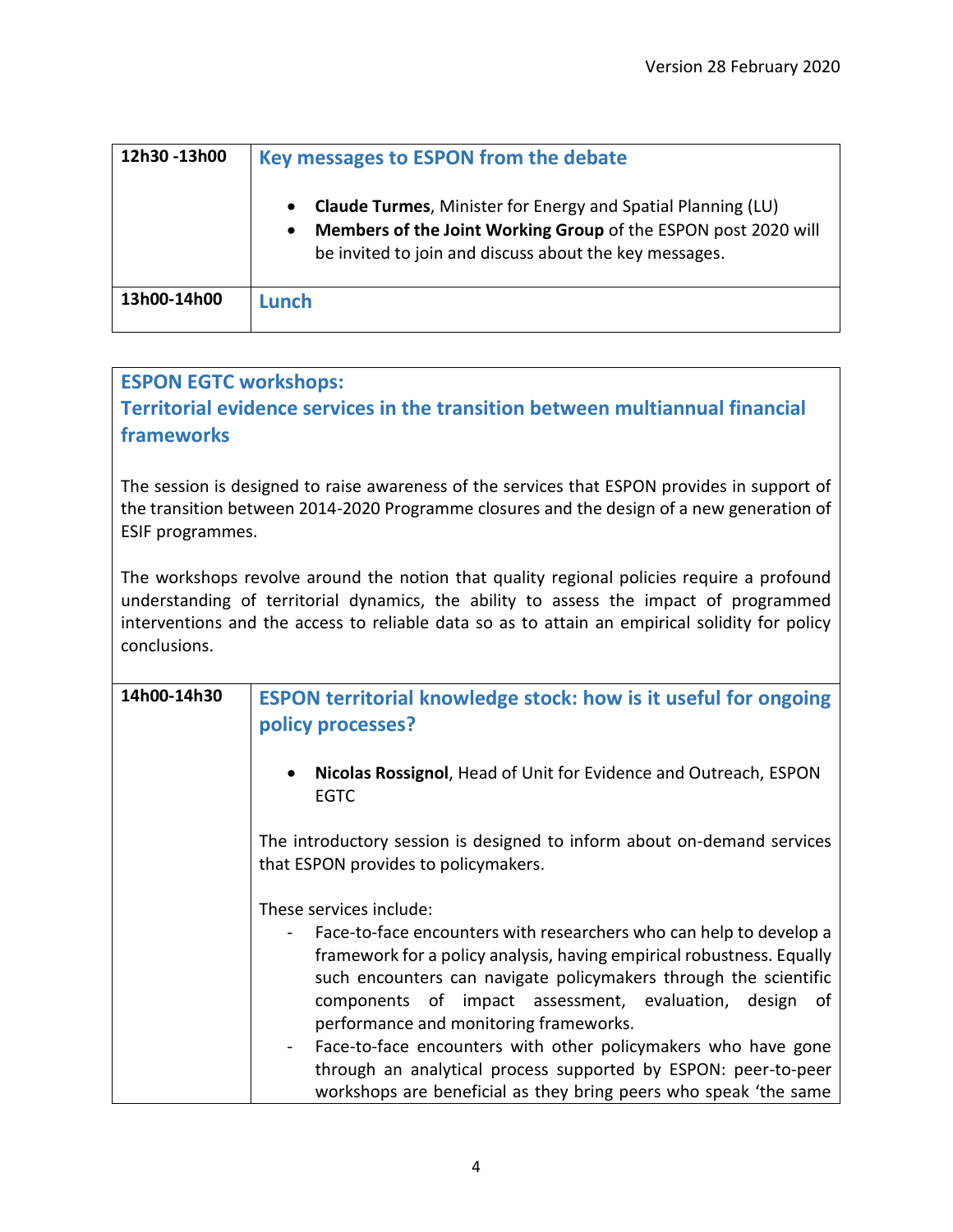| 12h30 -13h00 | **Key messages to ESPON from the debate**<br><br>• **Claude Turmes**, Minister for Energy and Spatial Planning (LU)<br>• **Members of the Joint Working Group** of the ESPON post 2020 will be invited to join and discuss about the key messages. |
|---|---|
| 13h00-14h00 | **Lunch** |

## ESPON EGTC workshops: Territorial evidence services in the transition between multiannual financial frameworks

The session is designed to raise awareness of the services that ESPON provides in support of the transition between 2014-2020 Programme closures and the design of a new generation of ESIF programmes.

The workshops revolve around the notion that quality regional policies require a profound understanding of territorial dynamics, the ability to assess the impact of programmed interventions and the access to reliable data so as to attain an empirical solidity for policy conclusions.

| 14h00-14h30 | **ESPON territorial knowledge stock: how is it useful for ongoing policy processes?**<br><br>• **Nicolas Rossignol**, Head of Unit for Evidence and Outreach, ESPON EGTC<br><br>The introductory session is designed to inform about on-demand services that ESPON provides to policymakers.<br><br>These services include:<br>- Face-to-face encounters with researchers who can help to develop a framework for a policy analysis, having empirical robustness. Equally such encounters can navigate policymakers through the scientific components of impact assessment, evaluation, design of performance and monitoring frameworks.<br>- Face-to-face encounters with other policymakers who have gone through an analytical process supported by ESPON: peer-to-peer workshops are beneficial as they bring peers who speak 'the same |
|---|---|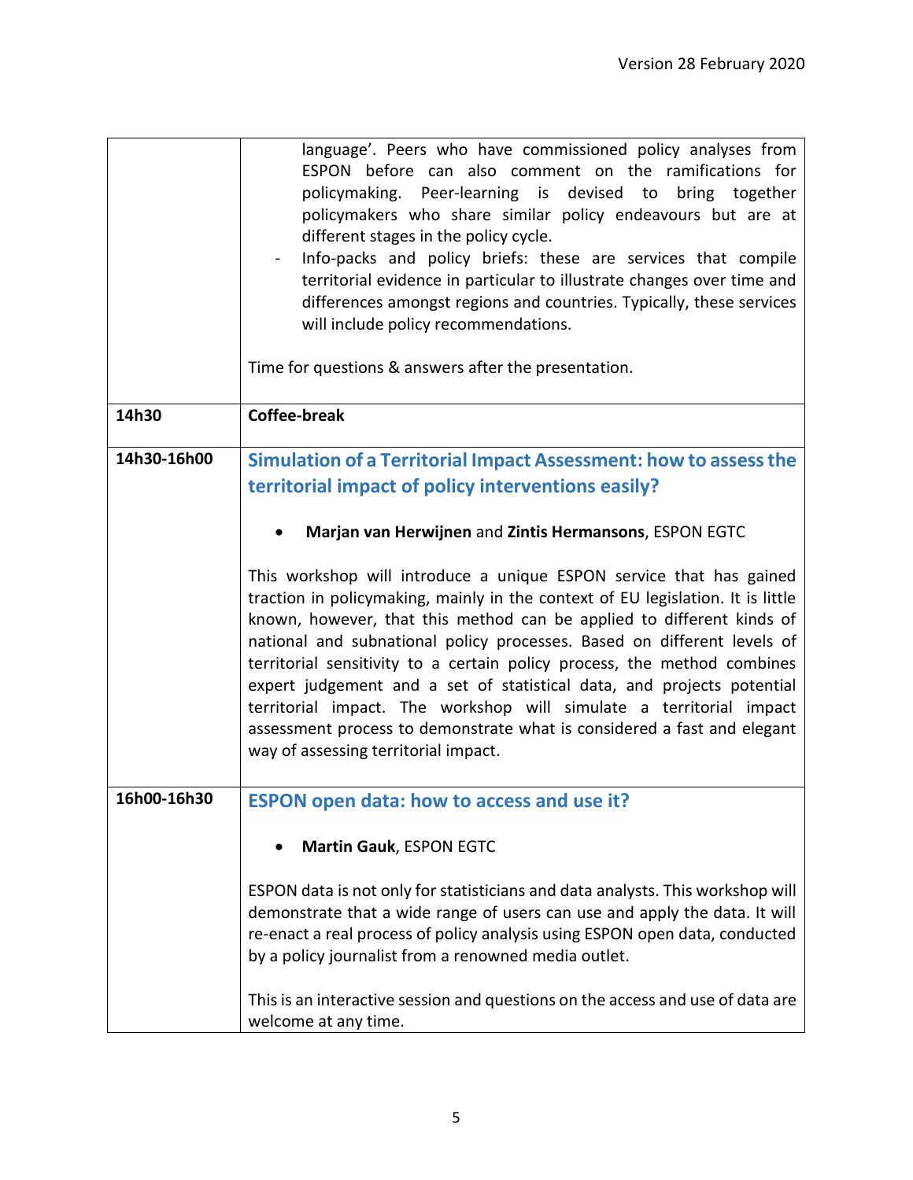| | |
|---|---|
| | language'. Peers who have commissioned policy analyses from ESPON before can also comment on the ramifications for policymaking. Peer-learning is devised to bring together policymakers who share similar policy endeavours but are at different stages in the policy cycle.<br>- Info-packs and policy briefs: these are services that compile territorial evidence in particular to illustrate changes over time and differences amongst regions and countries. Typically, these services will include policy recommendations.<br><br>Time for questions & answers after the presentation. |
| **14h30** | **Coffee-break** |
| **14h30-16h00** | **Simulation of a Territorial Impact Assessment: how to assess the territorial impact of policy interventions easily?**<br><br>• **Marjan van Herwijnen** and **Zintis Hermansons**, ESPON EGTC<br><br>This workshop will introduce a unique ESPON service that has gained traction in policymaking, mainly in the context of EU legislation. It is little known, however, that this method can be applied to different kinds of national and subnational policy processes. Based on different levels of territorial sensitivity to a certain policy process, the method combines expert judgement and a set of statistical data, and projects potential territorial impact. The workshop will simulate a territorial impact assessment process to demonstrate what is considered a fast and elegant way of assessing territorial impact. |
| **16h00-16h30** | **ESPON open data: how to access and use it?**<br><br>• **Martin Gauk**, ESPON EGTC<br><br>ESPON data is not only for statisticians and data analysts. This workshop will demonstrate that a wide range of users can use and apply the data. It will re-enact a real process of policy analysis using ESPON open data, conducted by a policy journalist from a renowned media outlet.<br><br>This is an interactive session and questions on the access and use of data are welcome at any time. |